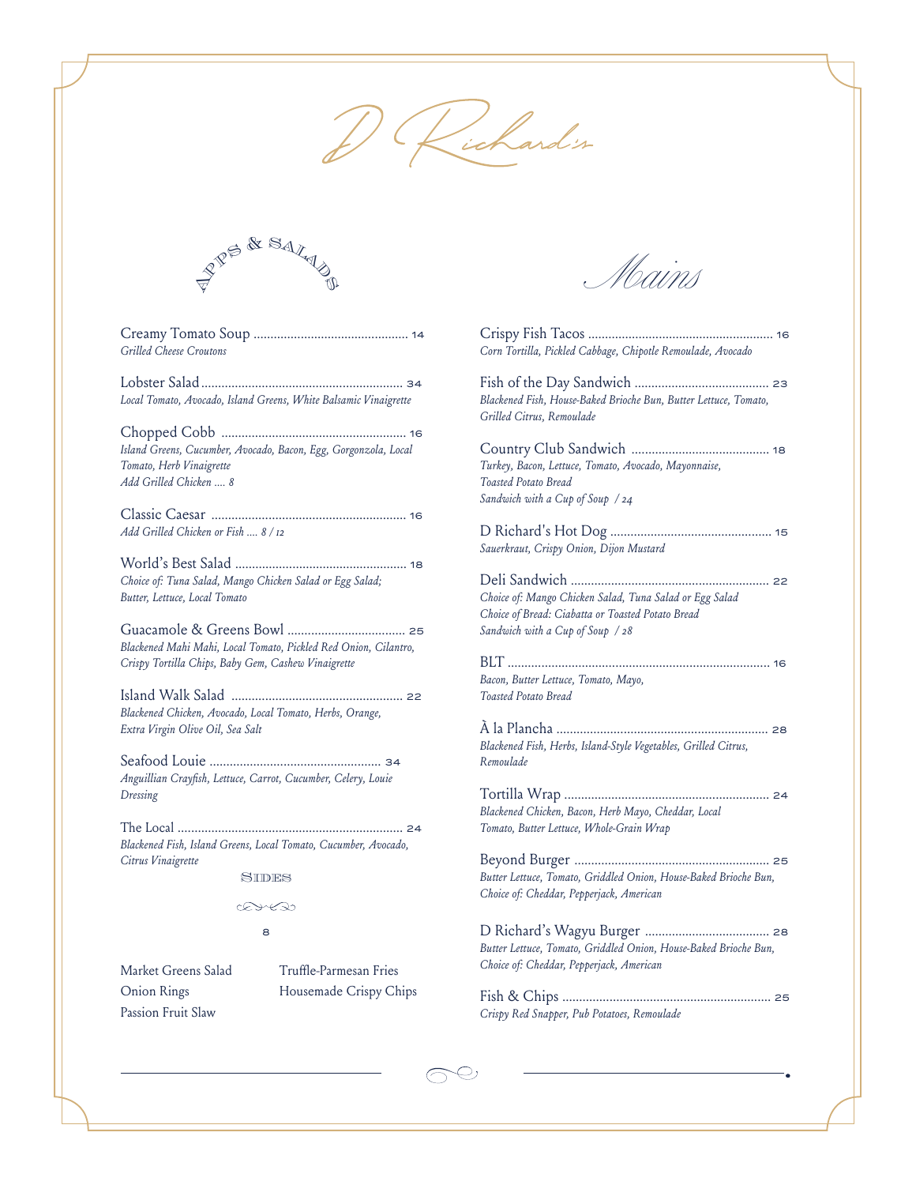# D Richard's

## Apps & Salads

**Creamy Tomato Soup** .... 14
*Grilled Cheese Croutons*

**Lobster Salad** .... 34
*Local Tomato, Avocado, Island Greens, White Balsamic Vinaigrette*

**Chopped Cobb** .... 16
*Island Greens, Cucumber, Avocado, Bacon, Egg, Gorgonzola, Local Tomato, Herb Vinaigrette*
*Add Grilled Chicken .... 8*

**Classic Caesar** .... 16
*Add Grilled Chicken or Fish .... 8 / 12*

**World's Best Salad** .... 18
*Choice of: Tuna Salad, Mango Chicken Salad or Egg Salad; Butter, Lettuce, Local Tomato*

**Guacamole & Greens Bowl** .... 25
*Blackened Mahi Mahi, Local Tomato, Pickled Red Onion, Cilantro, Crispy Tortilla Chips, Baby Gem, Cashew Vinaigrette*

**Island Walk Salad** .... 22
*Blackened Chicken, Avocado, Local Tomato, Herbs, Orange, Extra Virgin Olive Oil, Sea Salt*

**Seafood Louie** .... 34
*Anguillian Crayfish, Lettuce, Carrot, Cucumber, Celery, Louie Dressing*

**The Local** .... 24
*Blackened Fish, Island Greens, Local Tomato, Cucumber, Avocado, Citrus Vinaigrette*

### Sides

8

- Market Greens Salad
- Onion Rings
- Passion Fruit Slaw
- Truffle-Parmesan Fries
- Housemade Crispy Chips

## Mains

**Crispy Fish Tacos** .... 16
*Corn Tortilla, Pickled Cabbage, Chipotle Remoulade, Avocado*

**Fish of the Day Sandwich** .... 23
*Blackened Fish, House-Baked Brioche Bun, Butter Lettuce, Tomato, Grilled Citrus, Remoulade*

**Country Club Sandwich** .... 18
*Turkey, Bacon, Lettuce, Tomato, Avocado, Mayonnaise, Toasted Potato Bread*
*Sandwich with a Cup of Soup / 24*

**D Richard's Hot Dog** .... 15
*Sauerkraut, Crispy Onion, Dijon Mustard*

**Deli Sandwich** .... 22
*Choice of: Mango Chicken Salad, Tuna Salad or Egg Salad*
*Choice of Bread: Ciabatta or Toasted Potato Bread*
*Sandwich with a Cup of Soup / 28*

**BLT** .... 16
*Bacon, Butter Lettuce, Tomato, Mayo, Toasted Potato Bread*

**À la Plancha** .... 28
*Blackened Fish, Herbs, Island-Style Vegetables, Grilled Citrus, Remoulade*

**Tortilla Wrap** .... 24
*Blackened Chicken, Bacon, Herb Mayo, Cheddar, Local Tomato, Butter Lettuce, Whole-Grain Wrap*

**Beyond Burger** .... 25
*Butter Lettuce, Tomato, Griddled Onion, House-Baked Brioche Bun, Choice of: Cheddar, Pepperjack, American*

**D Richard's Wagyu Burger** .... 28
*Butter Lettuce, Tomato, Griddled Onion, House-Baked Brioche Bun, Choice of: Cheddar, Pepperjack, American*

**Fish & Chips** .... 25
*Crispy Red Snapper, Pub Potatoes, Remoulade*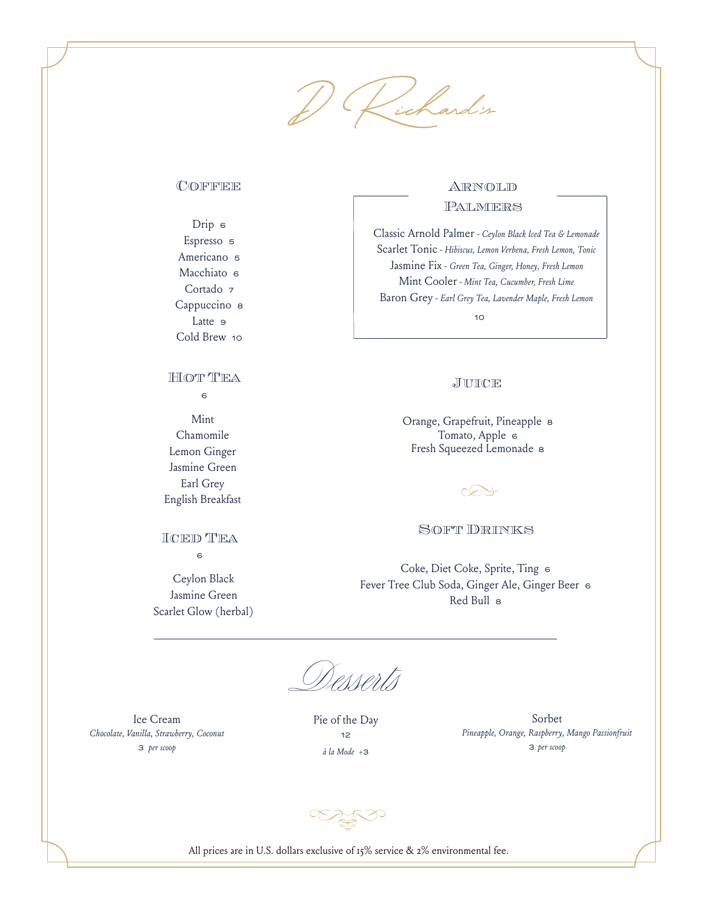# D Richard's

## Coffee

Drip 6
Espresso 5
Americano 5
Macchiato 6
Cortado 7
Cappuccino 8
Latte 9
Cold Brew 10

## Hot Tea

6

Mint
Chamomile
Lemon Ginger
Jasmine Green
Earl Grey
English Breakfast

## Iced Tea

6

Ceylon Black
Jasmine Green
Scarlet Glow (herbal)

## Arnold Palmers

Classic Arnold Palmer - *Ceylon Black Iced Tea & Lemonade*
Scarlet Tonic - *Hibiscus, Lemon Verbena, Fresh Lemon, Tonic*
Jasmine Fix - *Green Tea, Ginger, Honey, Fresh Lemon*
Mint Cooler - *Mint Tea, Cucumber, Fresh Lime*
Baron Grey - *Earl Grey Tea, Lavender Maple, Fresh Lemon*

10

## Juice

Orange, Grapefruit, Pineapple 8
Tomato, Apple 6
Fresh Squeezed Lemonade 8

## Soft Drinks

Coke, Diet Coke, Sprite, Ting 6
Fever Tree Club Soda, Ginger Ale, Ginger Beer 6
Red Bull 8

---

## Desserts

Ice Cream
*Chocolate, Vanilla, Strawberry, Coconut*
3 *per scoop*

Pie of the Day
12
*à la Mode* +3

Sorbet
*Pineapple, Orange, Raspberry, Mango Passionfruit*
3 *per scoop*

All prices are in U.S. dollars exclusive of 15% service & 2% environmental fee.